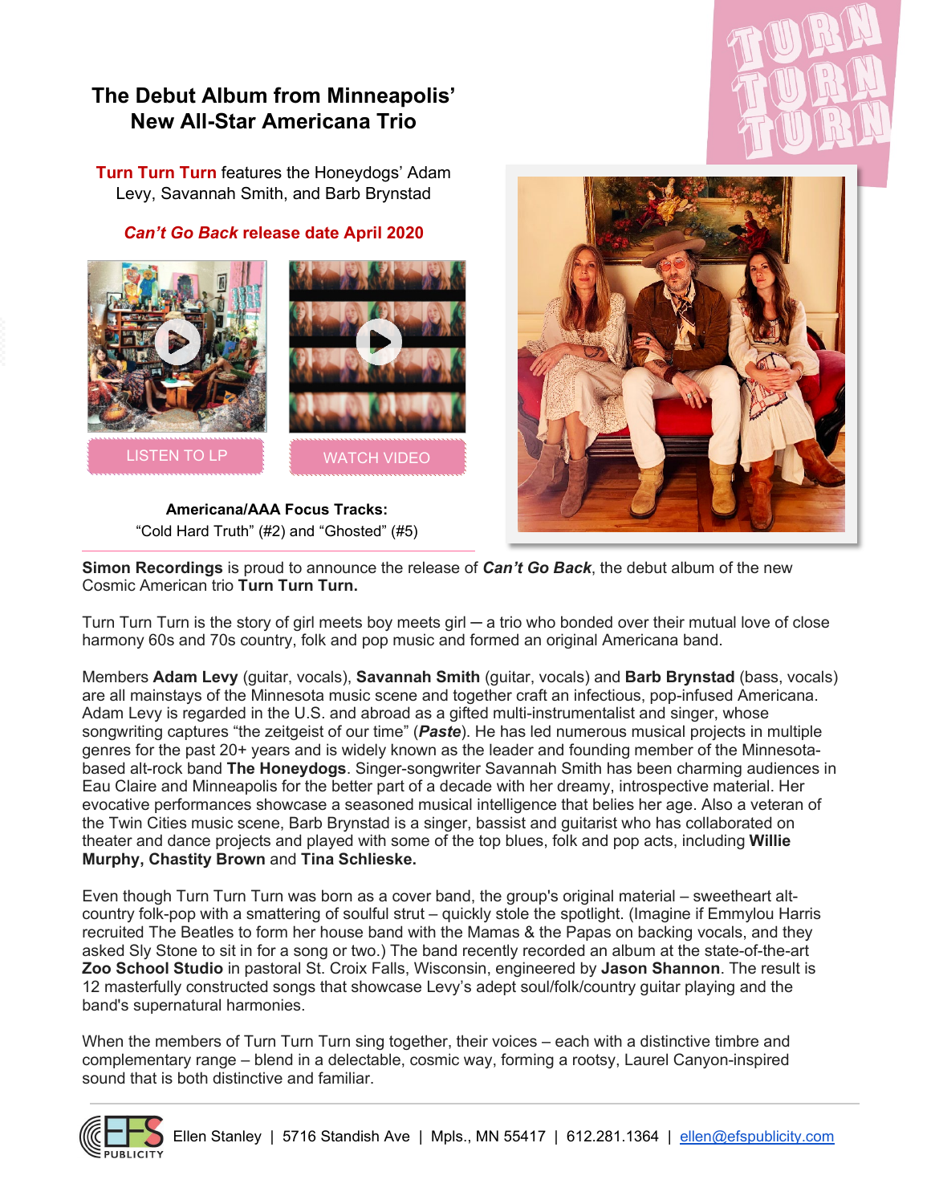# The Debut Album from Minneapolis' New All-Star Americana Trio

**Turn Turn Turn** features the Honeydogs' Adam Levy, Savannah Smith, and Barb Brynstad

***Can't Go Back* release date April 2020**

LISTEN TO LP

WATCH VIDEO

**Americana/AAA Focus Tracks:**
"Cold Hard Truth" (#2) and "Ghosted" (#5)

---

**Simon Recordings** is proud to announce the release of ***Can't Go Back***, the debut album of the new Cosmic American trio **Turn Turn Turn.**

Turn Turn Turn is the story of girl meets boy meets girl — a trio who bonded over their mutual love of close harmony 60s and 70s country, folk and pop music and formed an original Americana band.

Members **Adam Levy** (guitar, vocals), **Savannah Smith** (guitar, vocals) and **Barb Brynstad** (bass, vocals) are all mainstays of the Minnesota music scene and together craft an infectious, pop-infused Americana. Adam Levy is regarded in the U.S. and abroad as a gifted multi-instrumentalist and singer, whose songwriting captures "the zeitgeist of our time" (***Paste***). He has led numerous musical projects in multiple genres for the past 20+ years and is widely known as the leader and founding member of the Minnesota-based alt-rock band **The Honeydogs**. Singer-songwriter Savannah Smith has been charming audiences in Eau Claire and Minneapolis for the better part of a decade with her dreamy, introspective material. Her evocative performances showcase a seasoned musical intelligence that belies her age. Also a veteran of the Twin Cities music scene, Barb Brynstad is a singer, bassist and guitarist who has collaborated on theater and dance projects and played with some of the top blues, folk and pop acts, including **Willie Murphy, Chastity Brown** and **Tina Schlieske.**

Even though Turn Turn Turn was born as a cover band, the group's original material – sweetheart alt-country folk-pop with a smattering of soulful strut – quickly stole the spotlight. (Imagine if Emmylou Harris recruited The Beatles to form her house band with the Mamas & the Papas on backing vocals, and they asked Sly Stone to sit in for a song or two.) The band recently recorded an album at the state-of-the-art **Zoo School Studio** in pastoral St. Croix Falls, Wisconsin, engineered by **Jason Shannon**. The result is 12 masterfully constructed songs that showcase Levy's adept soul/folk/country guitar playing and the band's supernatural harmonies.

When the members of Turn Turn Turn sing together, their voices – each with a distinctive timbre and complementary range – blend in a delectable, cosmic way, forming a rootsy, Laurel Canyon-inspired sound that is both distinctive and familiar.

---

Ellen Stanley | 5716 Standish Ave | Mpls., MN 55417 | 612.281.1364 | ellen@efspublicity.com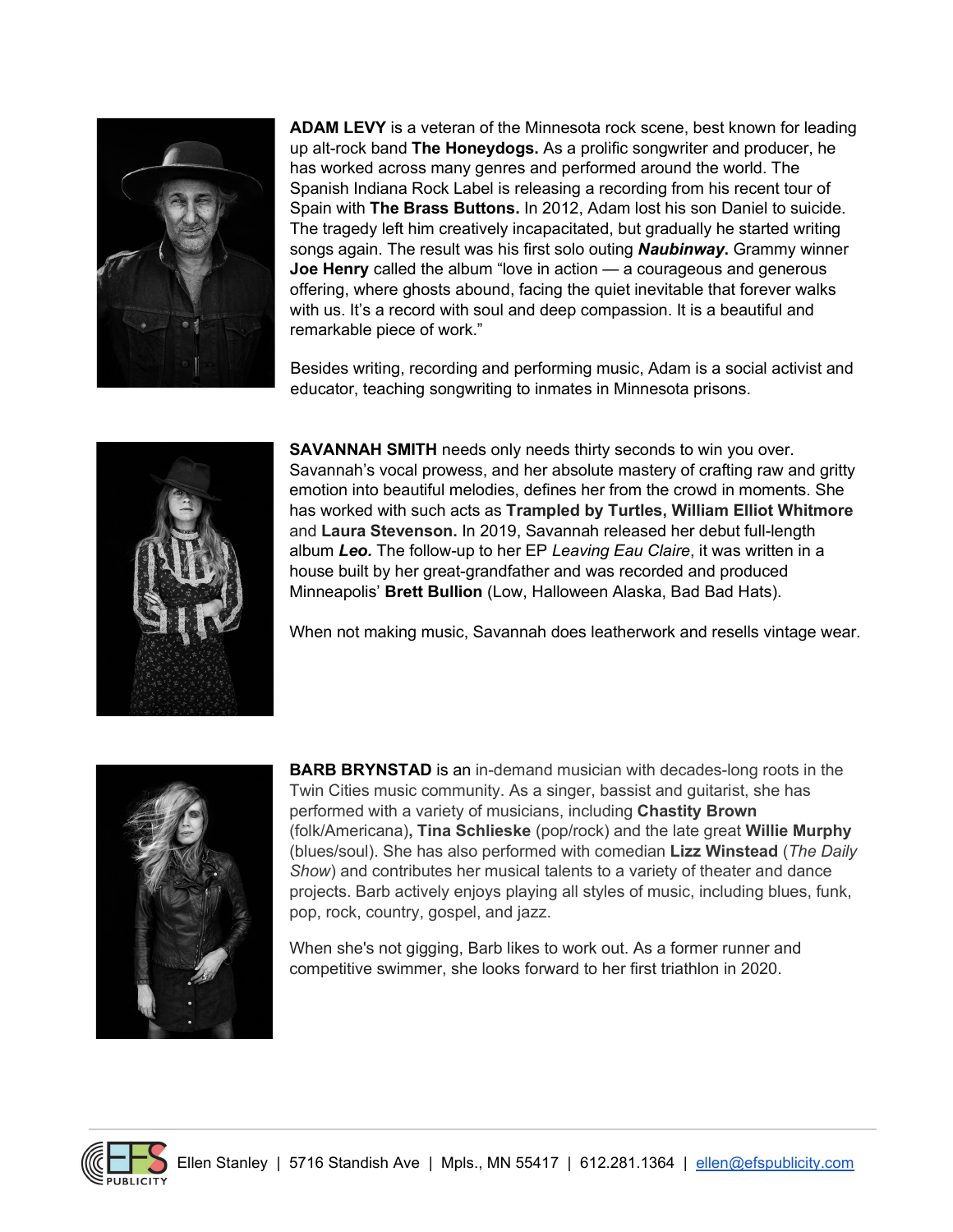**ADAM LEVY** is a veteran of the Minnesota rock scene, best known for leading up alt-rock band **The Honeydogs.** As a prolific songwriter and producer, he has worked across many genres and performed around the world. The Spanish Indiana Rock Label is releasing a recording from his recent tour of Spain with **The Brass Buttons.** In 2012, Adam lost his son Daniel to suicide. The tragedy left him creatively incapacitated, but gradually he started writing songs again. The result was his first solo outing ***Naubinway.*** Grammy winner **Joe Henry** called the album "love in action — a courageous and generous offering, where ghosts abound, facing the quiet inevitable that forever walks with us. It's a record with soul and deep compassion. It is a beautiful and remarkable piece of work."

Besides writing, recording and performing music, Adam is a social activist and educator, teaching songwriting to inmates in Minnesota prisons.

**SAVANNAH SMITH** needs only needs thirty seconds to win you over. Savannah's vocal prowess, and her absolute mastery of crafting raw and gritty emotion into beautiful melodies, defines her from the crowd in moments. She has worked with such acts as **Trampled by Turtles, William Elliot Whitmore** and **Laura Stevenson.** In 2019, Savannah released her debut full-length album ***Leo.*** The follow-up to her EP *Leaving Eau Claire*, it was written in a house built by her great-grandfather and was recorded and produced Minneapolis' **Brett Bullion** (Low, Halloween Alaska, Bad Bad Hats).

When not making music, Savannah does leatherwork and resells vintage wear.

**BARB BRYNSTAD** is an in-demand musician with decades-long roots in the Twin Cities music community. As a singer, bassist and guitarist, she has performed with a variety of musicians, including **Chastity Brown** (folk/Americana)**, Tina Schlieske** (pop/rock) and the late great **Willie Murphy** (blues/soul). She has also performed with comedian **Lizz Winstead** (*The Daily Show*) and contributes her musical talents to a variety of theater and dance projects. Barb actively enjoys playing all styles of music, including blues, funk, pop, rock, country, gospel, and jazz.

When she's not gigging, Barb likes to work out. As a former runner and competitive swimmer, she looks forward to her first triathlon in 2020.

Ellen Stanley | 5716 Standish Ave | Mpls., MN 55417 | 612.281.1364 | ellen@efspublicity.com